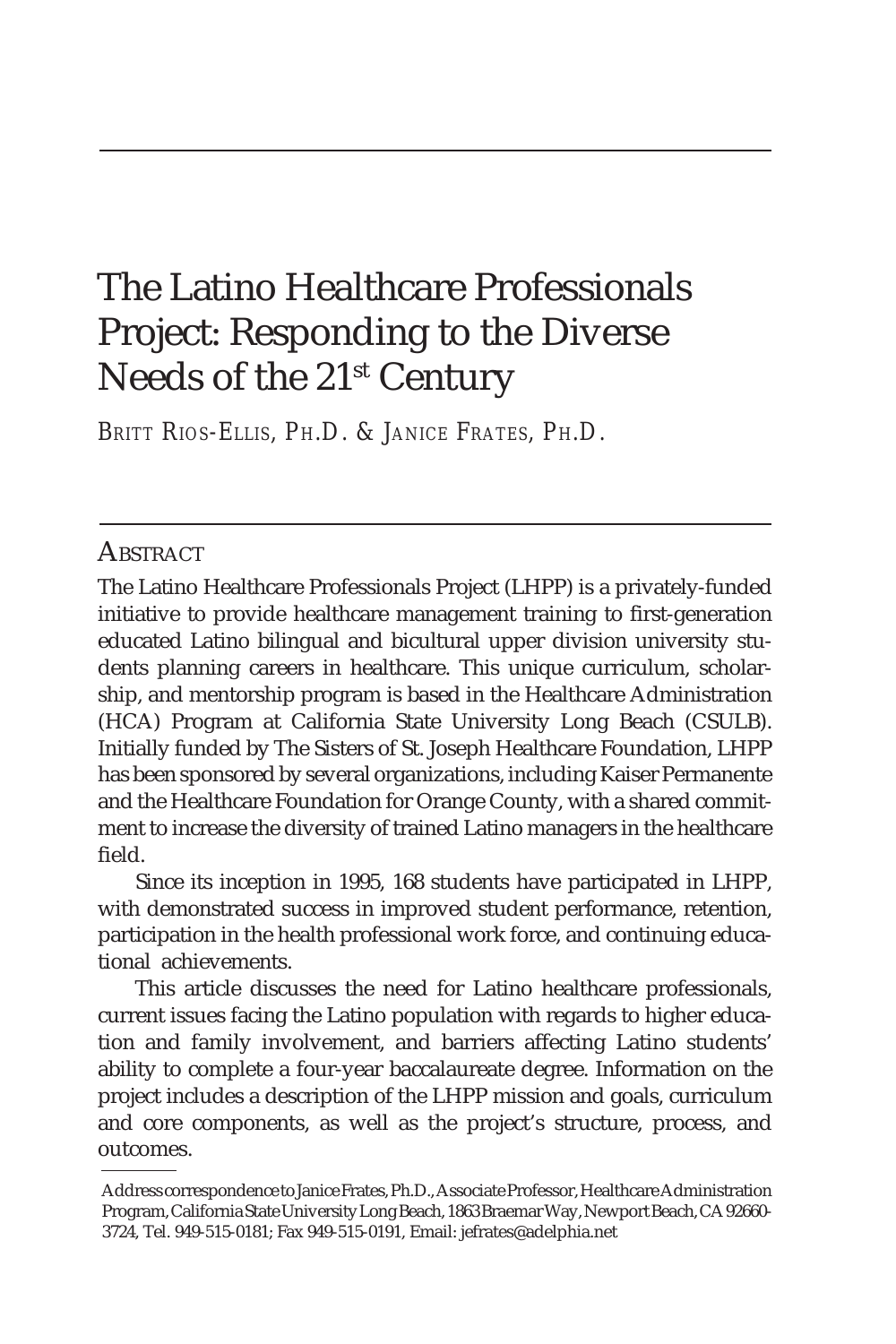# The Latino Healthcare Professionals Project: Responding to the Diverse Needs of the 21st Century

BRITT RIOS-ELLIS, PH.D. & JANICE FRATES, PH.D.

## ABSTRACT

The Latino Healthcare Professionals Project (LHPP) is a privately-funded initiative to provide healthcare management training to first-generation educated Latino bilingual and bicultural upper division university students planning careers in healthcare. This unique curriculum, scholarship, and mentorship program is based in the Healthcare Administration (HCA) Program at California State University Long Beach (CSULB). Initially funded by The Sisters of St. Joseph Healthcare Foundation, LHPP has been sponsored by several organizations, including Kaiser Permanente and the Healthcare Foundation for Orange County, with a shared commitment to increase the diversity of trained Latino managers in the healthcare field.

Since its inception in 1995, 168 students have participated in LHPP, with demonstrated success in improved student performance, retention, participation in the health professional work force, and continuing educational achievements.

This article discusses the need for Latino healthcare professionals, current issues facing the Latino population with regards to higher education and family involvement, and barriers affecting Latino students' ability to complete a four-year baccalaureate degree. Information on the project includes a description of the LHPP mission and goals, curriculum and core components, as well as the project's structure, process, and outcomes.

---

Address correspondence to Janice Frates, Ph.D., Associate Professor, Healthcare Administration Program, California State University Long Beach, 1863 Braemar Way, Newport Beach, CA 92660-3724, Tel. 949-515-0181; Fax 949-515-0191, Email: jefrates@adelphia.net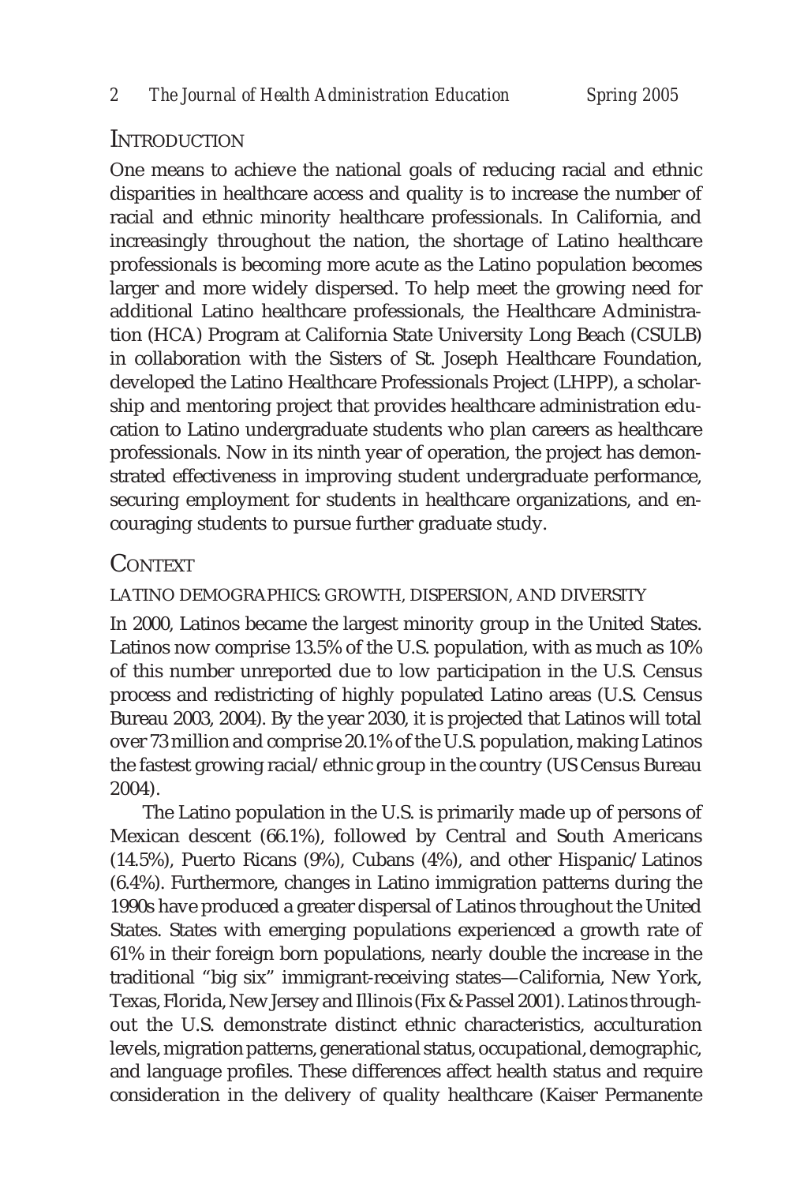## Introduction

One means to achieve the national goals of reducing racial and ethnic disparities in healthcare access and quality is to increase the number of racial and ethnic minority healthcare professionals. In California, and increasingly throughout the nation, the shortage of Latino healthcare professionals is becoming more acute as the Latino population becomes larger and more widely dispersed. To help meet the growing need for additional Latino healthcare professionals, the Healthcare Administration (HCA) Program at California State University Long Beach (CSULB) in collaboration with the Sisters of St. Joseph Healthcare Foundation, developed the Latino Healthcare Professionals Project (LHPP), a scholarship and mentoring project that provides healthcare administration education to Latino undergraduate students who plan careers as healthcare professionals. Now in its ninth year of operation, the project has demonstrated effectiveness in improving student undergraduate performance, securing employment for students in healthcare organizations, and encouraging students to pursue further graduate study.

## Context

### Latino Demographics: Growth, Dispersion, and Diversity

In 2000, Latinos became the largest minority group in the United States. Latinos now comprise 13.5% of the U.S. population, with as much as 10% of this number unreported due to low participation in the U.S. Census process and redistricting of highly populated Latino areas (U.S. Census Bureau 2003, 2004). By the year 2030, it is projected that Latinos will total over 73 million and comprise 20.1% of the U.S. population, making Latinos the fastest growing racial/ethnic group in the country (US Census Bureau 2004).

The Latino population in the U.S. is primarily made up of persons of Mexican descent (66.1%), followed by Central and South Americans (14.5%), Puerto Ricans (9%), Cubans (4%), and other Hispanic/Latinos (6.4%). Furthermore, changes in Latino immigration patterns during the 1990s have produced a greater dispersal of Latinos throughout the United States. States with emerging populations experienced a growth rate of 61% in their foreign born populations, nearly double the increase in the traditional "big six" immigrant-receiving states—California, New York, Texas, Florida, New Jersey and Illinois (Fix & Passel 2001). Latinos throughout the U.S. demonstrate distinct ethnic characteristics, acculturation levels, migration patterns, generational status, occupational, demographic, and language profiles. These differences affect health status and require consideration in the delivery of quality healthcare (Kaiser Permanente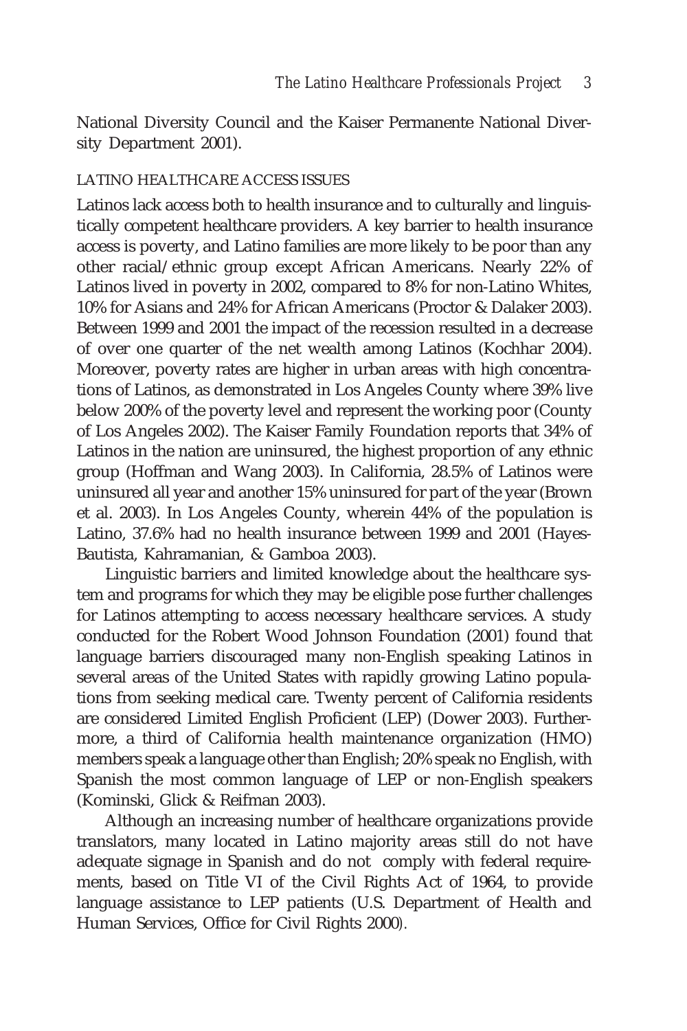National Diversity Council and the Kaiser Permanente National Diversity Department 2001).

### LATINO HEALTHCARE ACCESS ISSUES

Latinos lack access both to health insurance and to culturally and linguistically competent healthcare providers. A key barrier to health insurance access is poverty, and Latino families are more likely to be poor than any other racial/ethnic group except African Americans. Nearly 22% of Latinos lived in poverty in 2002, compared to 8% for non-Latino Whites, 10% for Asians and 24% for African Americans (Proctor & Dalaker 2003). Between 1999 and 2001 the impact of the recession resulted in a decrease of over one quarter of the net wealth among Latinos (Kochhar 2004). Moreover, poverty rates are higher in urban areas with high concentrations of Latinos, as demonstrated in Los Angeles County where 39% live below 200% of the poverty level and represent the working poor (County of Los Angeles 2002). The Kaiser Family Foundation reports that 34% of Latinos in the nation are uninsured, the highest proportion of any ethnic group (Hoffman and Wang 2003). In California, 28.5% of Latinos were uninsured all year and another 15% uninsured for part of the year (Brown et al. 2003). In Los Angeles County, wherein 44% of the population is Latino, 37.6% had no health insurance between 1999 and 2001 (Hayes-Bautista, Kahramanian, & Gamboa 2003).

Linguistic barriers and limited knowledge about the healthcare system and programs for which they may be eligible pose further challenges for Latinos attempting to access necessary healthcare services. A study conducted for the Robert Wood Johnson Foundation (2001) found that language barriers discouraged many non-English speaking Latinos in several areas of the United States with rapidly growing Latino populations from seeking medical care. Twenty percent of California residents are considered Limited English Proficient (LEP) (Dower 2003). Furthermore, a third of California health maintenance organization (HMO) members speak a language other than English; 20% speak no English, with Spanish the most common language of LEP or non-English speakers (Kominski, Glick & Reifman 2003).

Although an increasing number of healthcare organizations provide translators, many located in Latino majority areas still do not have adequate signage in Spanish and do not comply with federal requirements, based on Title VI of the Civil Rights Act of 1964, to provide language assistance to LEP patients (U.S. Department of Health and Human Services, Office for Civil Rights 2000).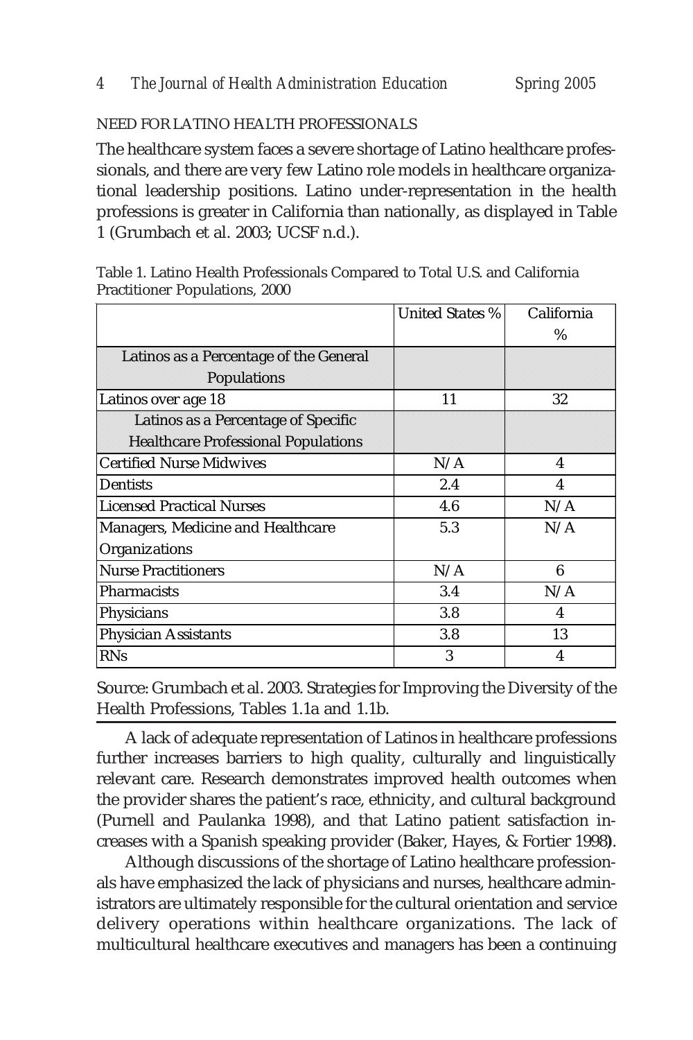## NEED FOR LATINO HEALTH PROFESSIONALS

The healthcare system faces a severe shortage of Latino healthcare professionals, and there are very few Latino role models in healthcare organizational leadership positions. Latino under-representation in the health professions is greater in California than nationally, as displayed in Table 1 (Grumbach et al. 2003; UCSF n.d.).

Table 1. Latino Health Professionals Compared to Total U.S. and California Practitioner Populations, 2000

| | United States % | California % |
|---|---|---|
| Latinos as a Percentage of the General Populations | | |
| Latinos over age 18 | 11 | 32 |
| Latinos as a Percentage of Specific Healthcare Professional Populations | | |
| Certified Nurse Midwives | N/A | 4 |
| Dentists | 2.4 | 4 |
| Licensed Practical Nurses | 4.6 | N/A |
| Managers, Medicine and Healthcare Organizations | 5.3 | N/A |
| Nurse Practitioners | N/A | 6 |
| Pharmacists | 3.4 | N/A |
| Physicians | 3.8 | 4 |
| Physician Assistants | 3.8 | 13 |
| RNs | 3 | 4 |

Source: Grumbach et al. 2003. Strategies for Improving the Diversity of the Health Professions, Tables 1.1a and 1.1b.

A lack of adequate representation of Latinos in healthcare professions further increases barriers to high quality, culturally and linguistically relevant care. Research demonstrates improved health outcomes when the provider shares the patient's race, ethnicity, and cultural background (Purnell and Paulanka 1998), and that Latino patient satisfaction increases with a Spanish speaking provider (Baker, Hayes, & Fortier 1998).

Although discussions of the shortage of Latino healthcare professionals have emphasized the lack of physicians and nurses, healthcare administrators are ultimately responsible for the cultural orientation and service delivery operations within healthcare organizations. The lack of multicultural healthcare executives and managers has been a continuing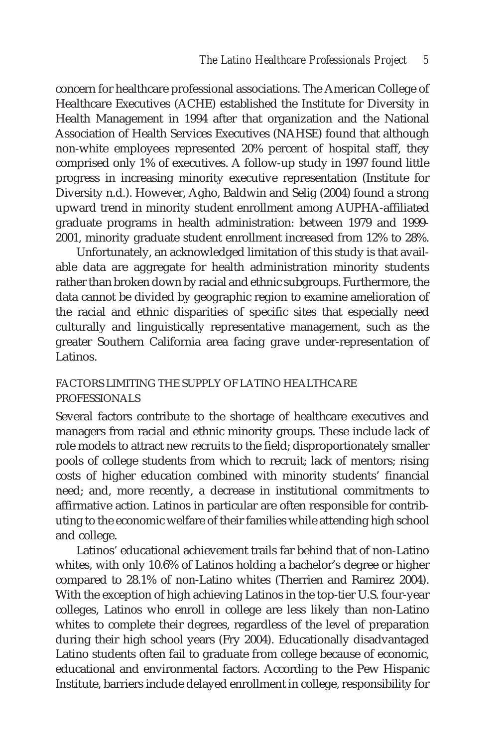concern for healthcare professional associations. The American College of Healthcare Executives (ACHE) established the Institute for Diversity in Health Management in 1994 after that organization and the National Association of Health Services Executives (NAHSE) found that although non-white employees represented 20% percent of hospital staff, they comprised only 1% of executives. A follow-up study in 1997 found little progress in increasing minority executive representation (Institute for Diversity n.d.). However, Agho, Baldwin and Selig (2004) found a strong upward trend in minority student enrollment among AUPHA-affiliated graduate programs in health administration: between 1979 and 1999-2001, minority graduate student enrollment increased from 12% to 28%.

Unfortunately, an acknowledged limitation of this study is that available data are aggregate for health administration minority students rather than broken down by racial and ethnic subgroups. Furthermore, the data cannot be divided by geographic region to examine amelioration of the racial and ethnic disparities of specific sites that especially need culturally and linguistically representative management, such as the greater Southern California area facing grave under-representation of Latinos.

## FACTORS LIMITING THE SUPPLY OF LATINO HEALTHCARE PROFESSIONALS

Several factors contribute to the shortage of healthcare executives and managers from racial and ethnic minority groups. These include lack of role models to attract new recruits to the field; disproportionately smaller pools of college students from which to recruit; lack of mentors; rising costs of higher education combined with minority students' financial need; and, more recently, a decrease in institutional commitments to affirmative action. Latinos in particular are often responsible for contributing to the economic welfare of their families while attending high school and college.

Latinos' educational achievement trails far behind that of non-Latino whites, with only 10.6% of Latinos holding a bachelor's degree or higher compared to 28.1% of non-Latino whites (Therrien and Ramirez 2004). With the exception of high achieving Latinos in the top-tier U.S. four-year colleges, Latinos who enroll in college are less likely than non-Latino whites to complete their degrees, regardless of the level of preparation during their high school years (Fry 2004). Educationally disadvantaged Latino students often fail to graduate from college because of economic, educational and environmental factors. According to the Pew Hispanic Institute, barriers include delayed enrollment in college, responsibility for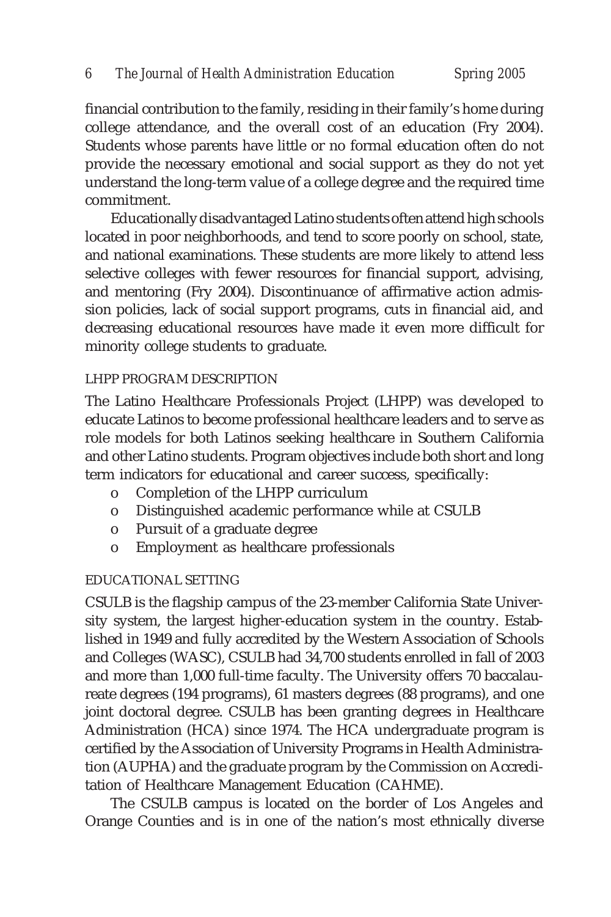financial contribution to the family, residing in their family's home during college attendance, and the overall cost of an education (Fry 2004). Students whose parents have little or no formal education often do not provide the necessary emotional and social support as they do not yet understand the long-term value of a college degree and the required time commitment.

Educationally disadvantaged Latino students often attend high schools located in poor neighborhoods, and tend to score poorly on school, state, and national examinations. These students are more likely to attend less selective colleges with fewer resources for financial support, advising, and mentoring (Fry 2004). Discontinuance of affirmative action admission policies, lack of social support programs, cuts in financial aid, and decreasing educational resources have made it even more difficult for minority college students to graduate.

## LHPP PROGRAM DESCRIPTION

The Latino Healthcare Professionals Project (LHPP) was developed to educate Latinos to become professional healthcare leaders and to serve as role models for both Latinos seeking healthcare in Southern California and other Latino students. Program objectives include both short and long term indicators for educational and career success, specifically:

- Completion of the LHPP curriculum
- Distinguished academic performance while at CSULB
- Pursuit of a graduate degree
- Employment as healthcare professionals

## EDUCATIONAL SETTING

CSULB is the flagship campus of the 23-member California State University system, the largest higher-education system in the country. Established in 1949 and fully accredited by the Western Association of Schools and Colleges (WASC), CSULB had 34,700 students enrolled in fall of 2003 and more than 1,000 full-time faculty. The University offers 70 baccalaureate degrees (194 programs), 61 masters degrees (88 programs), and one joint doctoral degree. CSULB has been granting degrees in Healthcare Administration (HCA) since 1974. The HCA undergraduate program is certified by the Association of University Programs in Health Administration (AUPHA) and the graduate program by the Commission on Accreditation of Healthcare Management Education (CAHME).

The CSULB campus is located on the border of Los Angeles and Orange Counties and is in one of the nation's most ethnically diverse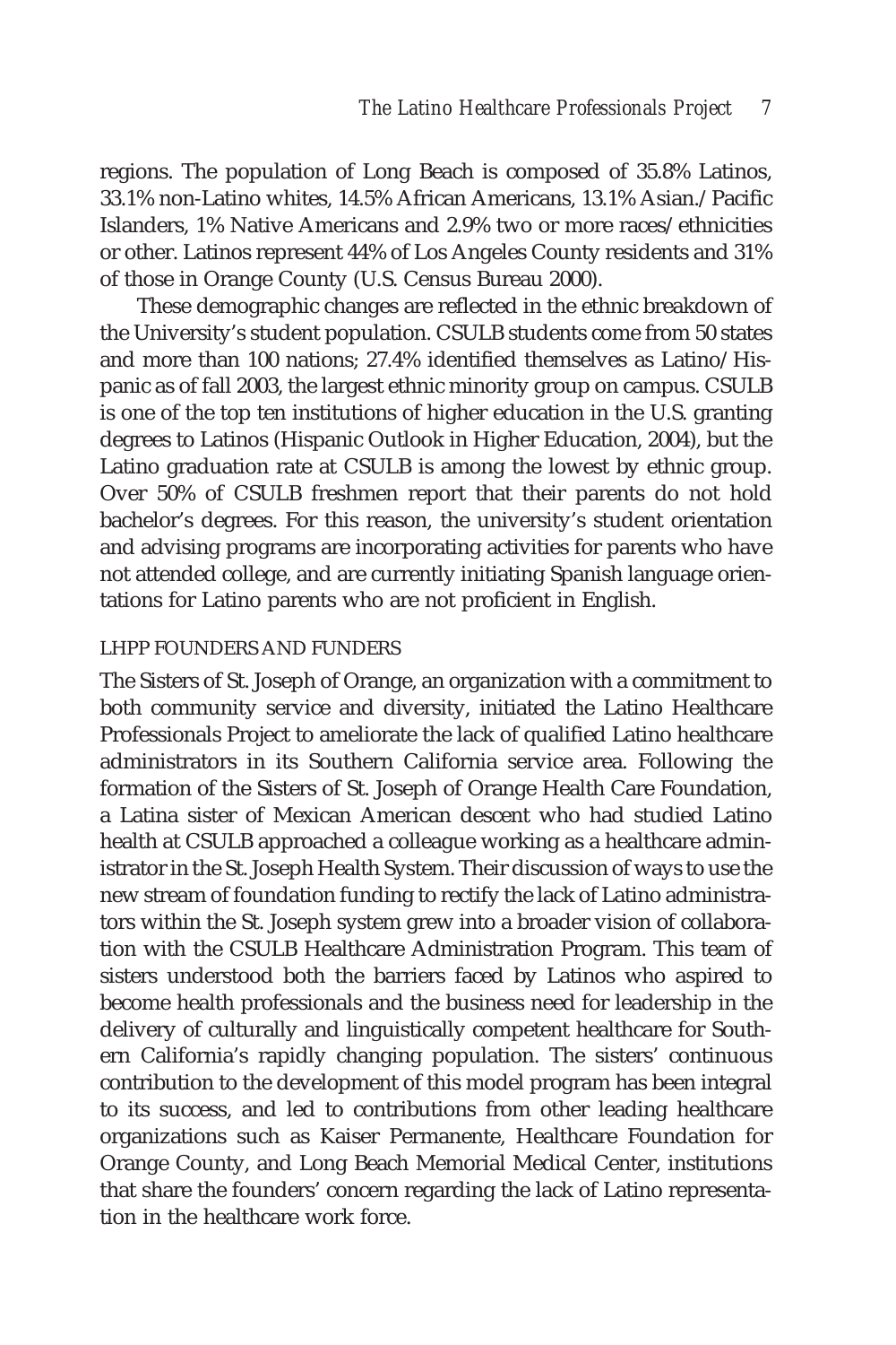regions. The population of Long Beach is composed of 35.8% Latinos, 33.1% non-Latino whites, 14.5% African Americans, 13.1% Asian./Pacific Islanders, 1% Native Americans and 2.9% two or more races/ethnicities or other. Latinos represent 44% of Los Angeles County residents and 31% of those in Orange County (U.S. Census Bureau 2000).

These demographic changes are reflected in the ethnic breakdown of the University's student population. CSULB students come from 50 states and more than 100 nations; 27.4% identified themselves as Latino/Hispanic as of fall 2003, the largest ethnic minority group on campus. CSULB is one of the top ten institutions of higher education in the U.S. granting degrees to Latinos (Hispanic Outlook in Higher Education, 2004), but the Latino graduation rate at CSULB is among the lowest by ethnic group. Over 50% of CSULB freshmen report that their parents do not hold bachelor's degrees. For this reason, the university's student orientation and advising programs are incorporating activities for parents who have not attended college, and are currently initiating Spanish language orientations for Latino parents who are not proficient in English.

## LHPP FOUNDERS AND FUNDERS

The Sisters of St. Joseph of Orange, an organization with a commitment to both community service and diversity, initiated the Latino Healthcare Professionals Project to ameliorate the lack of qualified Latino healthcare administrators in its Southern California service area. Following the formation of the Sisters of St. Joseph of Orange Health Care Foundation, a Latina sister of Mexican American descent who had studied Latino health at CSULB approached a colleague working as a healthcare administrator in the St. Joseph Health System. Their discussion of ways to use the new stream of foundation funding to rectify the lack of Latino administrators within the St. Joseph system grew into a broader vision of collaboration with the CSULB Healthcare Administration Program. This team of sisters understood both the barriers faced by Latinos who aspired to become health professionals and the business need for leadership in the delivery of culturally and linguistically competent healthcare for Southern California's rapidly changing population. The sisters' continuous contribution to the development of this model program has been integral to its success, and led to contributions from other leading healthcare organizations such as Kaiser Permanente, Healthcare Foundation for Orange County, and Long Beach Memorial Medical Center, institutions that share the founders' concern regarding the lack of Latino representation in the healthcare work force.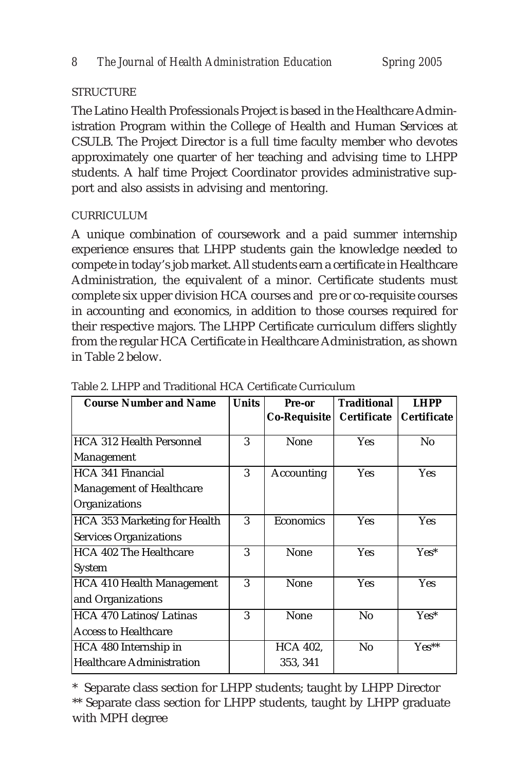### STRUCTURE

The Latino Health Professionals Project is based in the Healthcare Administration Program within the College of Health and Human Services at CSULB. The Project Director is a full time faculty member who devotes approximately one quarter of her teaching and advising time to LHPP students. A half time Project Coordinator provides administrative support and also assists in advising and mentoring.

### CURRICULUM

A unique combination of coursework and a paid summer internship experience ensures that LHPP students gain the knowledge needed to compete in today's job market. All students earn a certificate in Healthcare Administration, the equivalent of a minor. Certificate students must complete six upper division HCA courses and pre or co-requisite courses in accounting and economics, in addition to those courses required for their respective majors. The LHPP Certificate curriculum differs slightly from the regular HCA Certificate in Healthcare Administration, as shown in Table 2 below.

Table 2. LHPP and Traditional HCA Certificate Curriculum

| Course Number and Name | Units | Pre-or Co-Requisite | Traditional Certificate | LHPP Certificate |
|---|---|---|---|---|
| HCA 312 Health Personnel Management | 3 | None | Yes | No |
| HCA 341 Financial Management of Healthcare Organizations | 3 | Accounting | Yes | Yes |
| HCA 353 Marketing for Health Services Organizations | 3 | Economics | Yes | Yes |
| HCA 402 The Healthcare System | 3 | None | Yes | Yes* |
| HCA 410 Health Management and Organizations | 3 | None | Yes | Yes |
| HCA 470 Latinos/Latinas Access to Healthcare | 3 | None | No | Yes* |
| HCA 480 Internship in Healthcare Administration | | HCA 402, 353, 341 | No | Yes** |

\* Separate class section for LHPP students; taught by LHPP Director
** Separate class section for LHPP students, taught by LHPP graduate with MPH degree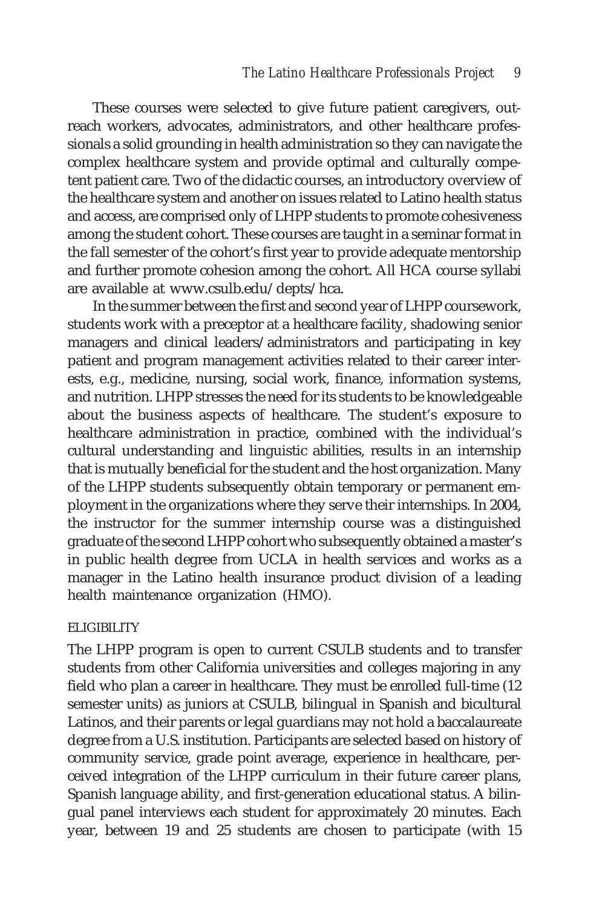These courses were selected to give future patient caregivers, outreach workers, advocates, administrators, and other healthcare professionals a solid grounding in health administration so they can navigate the complex healthcare system and provide optimal and culturally competent patient care. Two of the didactic courses, an introductory overview of the healthcare system and another on issues related to Latino health status and access, are comprised only of LHPP students to promote cohesiveness among the student cohort. These courses are taught in a seminar format in the fall semester of the cohort's first year to provide adequate mentorship and further promote cohesion among the cohort. All HCA course syllabi are available at www.csulb.edu/depts/hca.

In the summer between the first and second year of LHPP coursework, students work with a preceptor at a healthcare facility, shadowing senior managers and clinical leaders/administrators and participating in key patient and program management activities related to their career interests, e.g., medicine, nursing, social work, finance, information systems, and nutrition. LHPP stresses the need for its students to be knowledgeable about the business aspects of healthcare. The student's exposure to healthcare administration in practice, combined with the individual's cultural understanding and linguistic abilities, results in an internship that is mutually beneficial for the student and the host organization. Many of the LHPP students subsequently obtain temporary or permanent employment in the organizations where they serve their internships. In 2004, the instructor for the summer internship course was a distinguished graduate of the second LHPP cohort who subsequently obtained a master's in public health degree from UCLA in health services and works as a manager in the Latino health insurance product division of a leading health maintenance organization (HMO).

### ELIGIBILITY

The LHPP program is open to current CSULB students and to transfer students from other California universities and colleges majoring in any field who plan a career in healthcare. They must be enrolled full-time (12 semester units) as juniors at CSULB, bilingual in Spanish and bicultural Latinos, and their parents or legal guardians may not hold a baccalaureate degree from a U.S. institution. Participants are selected based on history of community service, grade point average, experience in healthcare, perceived integration of the LHPP curriculum in their future career plans, Spanish language ability, and first-generation educational status. A bilingual panel interviews each student for approximately 20 minutes. Each year, between 19 and 25 students are chosen to participate (with 15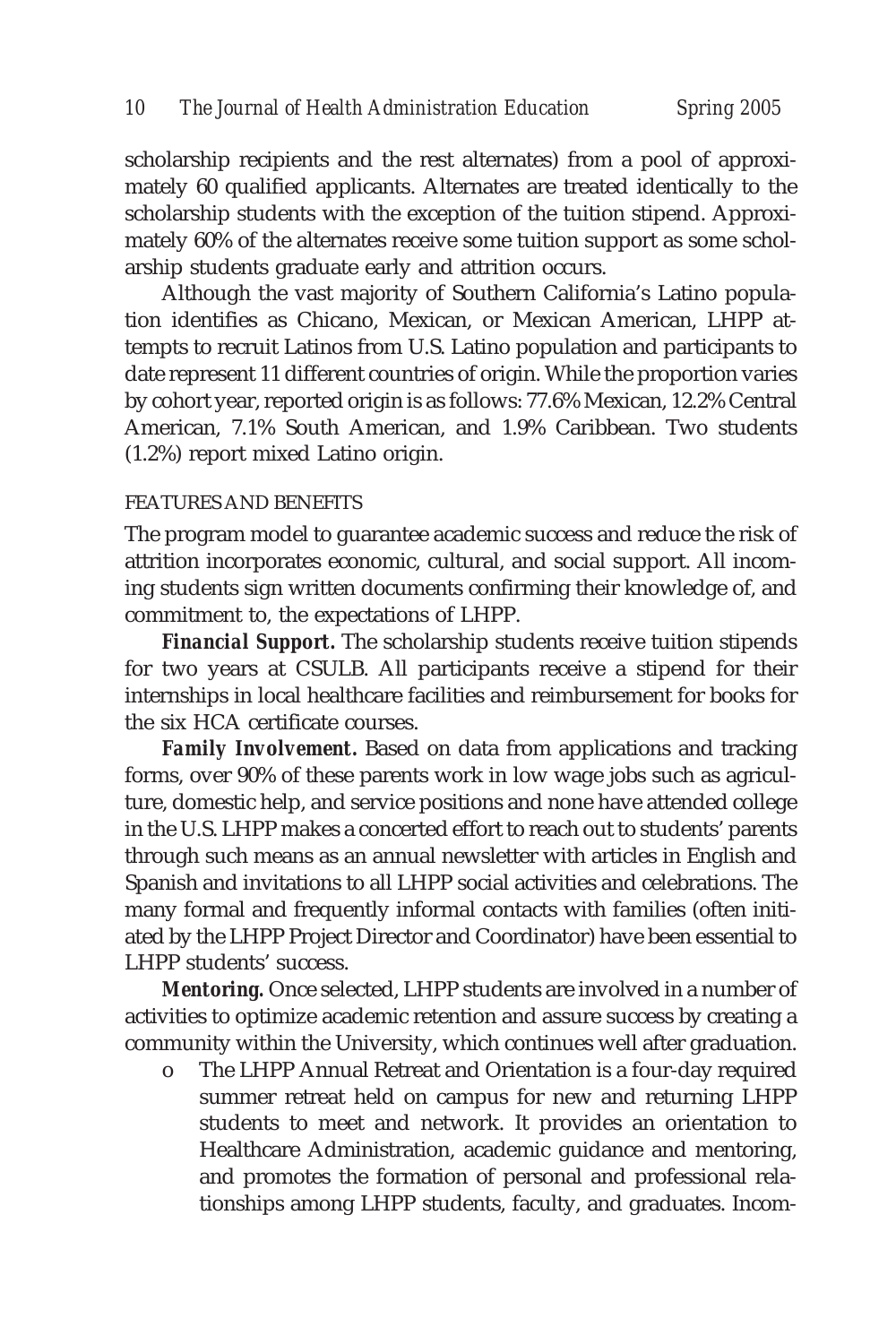scholarship recipients and the rest alternates) from a pool of approximately 60 qualified applicants. Alternates are treated identically to the scholarship students with the exception of the tuition stipend. Approximately 60% of the alternates receive some tuition support as some scholarship students graduate early and attrition occurs.

Although the vast majority of Southern California's Latino population identifies as Chicano, Mexican, or Mexican American, LHPP attempts to recruit Latinos from U.S. Latino population and participants to date represent 11 different countries of origin. While the proportion varies by cohort year, reported origin is as follows: 77.6% Mexican, 12.2% Central American, 7.1% South American, and 1.9% Caribbean. Two students (1.2%) report mixed Latino origin.

### FEATURES AND BENEFITS

The program model to guarantee academic success and reduce the risk of attrition incorporates economic, cultural, and social support. All incoming students sign written documents confirming their knowledge of, and commitment to, the expectations of LHPP.

***Financial Support.*** The scholarship students receive tuition stipends for two years at CSULB. All participants receive a stipend for their internships in local healthcare facilities and reimbursement for books for the six HCA certificate courses.

***Family Involvement.*** Based on data from applications and tracking forms, over 90% of these parents work in low wage jobs such as agriculture, domestic help, and service positions and none have attended college in the U.S. LHPP makes a concerted effort to reach out to students' parents through such means as an annual newsletter with articles in English and Spanish and invitations to all LHPP social activities and celebrations. The many formal and frequently informal contacts with families (often initiated by the LHPP Project Director and Coordinator) have been essential to LHPP students' success.

***Mentoring.*** Once selected, LHPP students are involved in a number of activities to optimize academic retention and assure success by creating a community within the University, which continues well after graduation.

- The LHPP Annual Retreat and Orientation is a four-day required summer retreat held on campus for new and returning LHPP students to meet and network. It provides an orientation to Healthcare Administration, academic guidance and mentoring, and promotes the formation of personal and professional relationships among LHPP students, faculty, and graduates. Incom-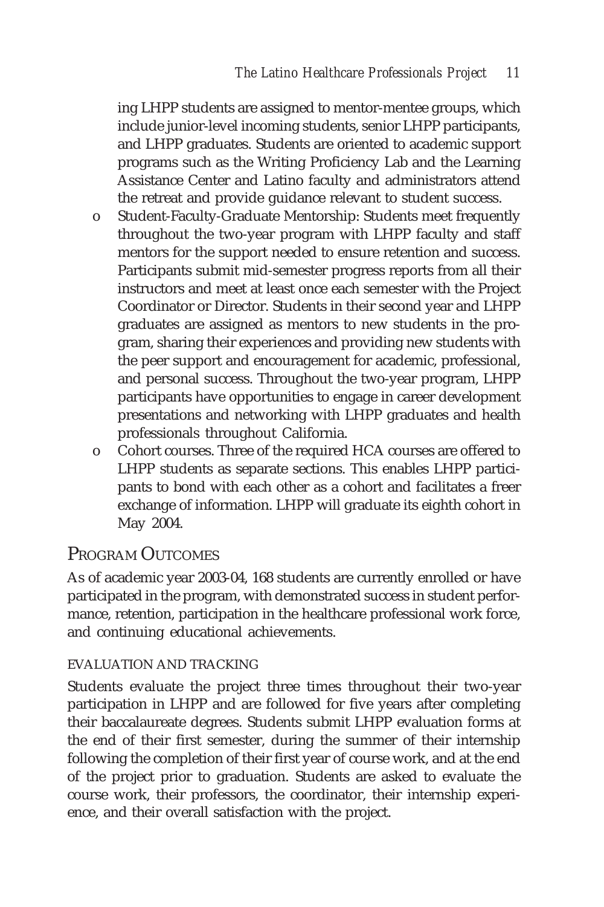ing LHPP students are assigned to mentor-mentee groups, which include junior-level incoming students, senior LHPP participants, and LHPP graduates. Students are oriented to academic support programs such as the Writing Proficiency Lab and the Learning Assistance Center and Latino faculty and administrators attend the retreat and provide guidance relevant to student success.

- Student-Faculty-Graduate Mentorship: Students meet frequently throughout the two-year program with LHPP faculty and staff mentors for the support needed to ensure retention and success. Participants submit mid-semester progress reports from all their instructors and meet at least once each semester with the Project Coordinator or Director. Students in their second year and LHPP graduates are assigned as mentors to new students in the program, sharing their experiences and providing new students with the peer support and encouragement for academic, professional, and personal success. Throughout the two-year program, LHPP participants have opportunities to engage in career development presentations and networking with LHPP graduates and health professionals throughout California.
- Cohort courses. Three of the required HCA courses are offered to LHPP students as separate sections. This enables LHPP participants to bond with each other as a cohort and facilitates a freer exchange of information. LHPP will graduate its eighth cohort in May 2004.

## Program Outcomes

As of academic year 2003-04, 168 students are currently enrolled or have participated in the program, with demonstrated success in student performance, retention, participation in the healthcare professional work force, and continuing educational achievements.

### Evaluation and Tracking

Students evaluate the project three times throughout their two-year participation in LHPP and are followed for five years after completing their baccalaureate degrees. Students submit LHPP evaluation forms at the end of their first semester, during the summer of their internship following the completion of their first year of course work, and at the end of the project prior to graduation. Students are asked to evaluate the course work, their professors, the coordinator, their internship experience, and their overall satisfaction with the project.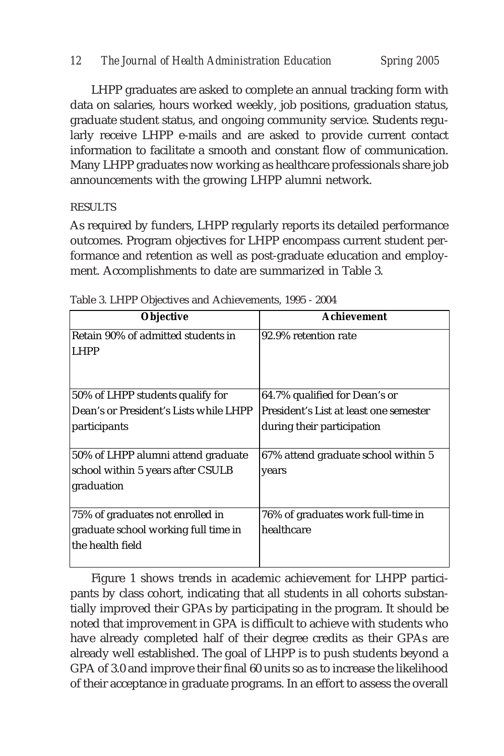LHPP graduates are asked to complete an annual tracking form with data on salaries, hours worked weekly, job positions, graduation status, graduate student status, and ongoing community service. Students regularly receive LHPP e-mails and are asked to provide current contact information to facilitate a smooth and constant flow of communication. Many LHPP graduates now working as healthcare professionals share job announcements with the growing LHPP alumni network.

## RESULTS

As required by funders, LHPP regularly reports its detailed performance outcomes. Program objectives for LHPP encompass current student performance and retention as well as post-graduate education and employment. Accomplishments to date are summarized in Table 3.

Table 3. LHPP Objectives and Achievements, 1995 - 2004

| Objective | Achievement |
|---|---|
| Retain 90% of admitted students in LHPP | 92.9% retention rate |
| 50% of LHPP students qualify for Dean's or President's Lists while LHPP participants | 64.7% qualified for Dean's or President's List at least one semester during their participation |
| 50% of LHPP alumni attend graduate school within 5 years after CSULB graduation | 67% attend graduate school within 5 years |
| 75% of graduates not enrolled in graduate school working full time in the health field | 76% of graduates work full-time in healthcare |

Figure 1 shows trends in academic achievement for LHPP participants by class cohort, indicating that all students in all cohorts substantially improved their GPAs by participating in the program. It should be noted that improvement in GPA is difficult to achieve with students who have already completed half of their degree credits as their GPAs are already well established. The goal of LHPP is to push students beyond a GPA of 3.0 and improve their final 60 units so as to increase the likelihood of their acceptance in graduate programs. In an effort to assess the overall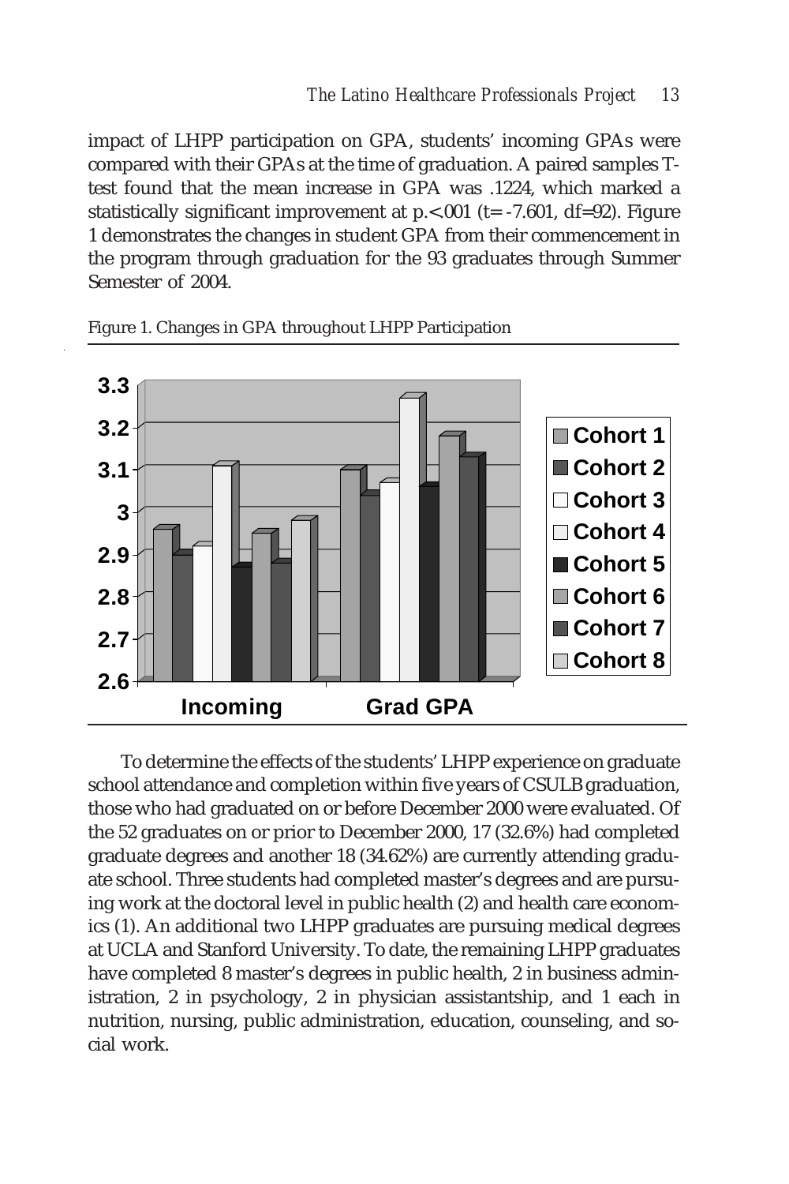impact of LHPP participation on GPA, students' incoming GPAs were compared with their GPAs at the time of graduation. A paired samples T-test found that the mean increase in GPA was .1224, which marked a statistically significant improvement at $p.<.001$ ($t= -7.601$, $df=92$). Figure 1 demonstrates the changes in student GPA from their commencement in the program through graduation for the 93 graduates through Summer Semester of 2004.

Figure 1. Changes in GPA throughout LHPP Participation

To determine the effects of the students' LHPP experience on graduate school attendance and completion within five years of CSULB graduation, those who had graduated on or before December 2000 were evaluated. Of the 52 graduates on or prior to December 2000, 17 (32.6%) had completed graduate degrees and another 18 (34.62%) are currently attending graduate school. Three students had completed master's degrees and are pursuing work at the doctoral level in public health (2) and health care economics (1). An additional two LHPP graduates are pursuing medical degrees at UCLA and Stanford University. To date, the remaining LHPP graduates have completed 8 master's degrees in public health, 2 in business administration, 2 in psychology, 2 in physician assistantship, and 1 each in nutrition, nursing, public administration, education, counseling, and social work.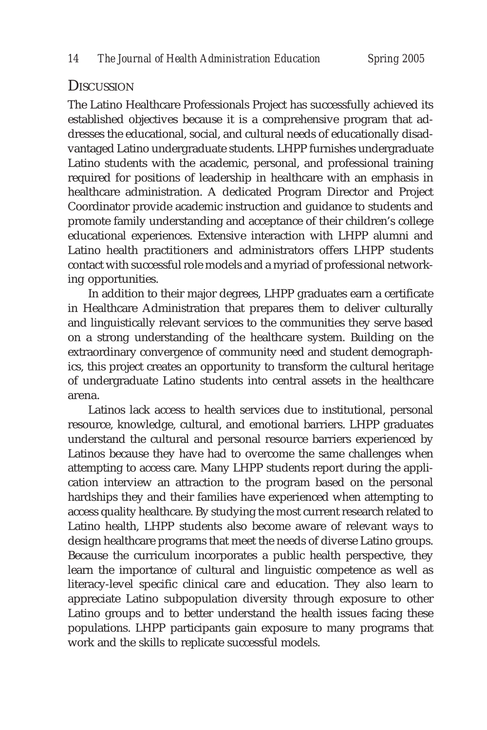## Discussion

The Latino Healthcare Professionals Project has successfully achieved its established objectives because it is a comprehensive program that addresses the educational, social, and cultural needs of educationally disadvantaged Latino undergraduate students. LHPP furnishes undergraduate Latino students with the academic, personal, and professional training required for positions of leadership in healthcare with an emphasis in healthcare administration. A dedicated Program Director and Project Coordinator provide academic instruction and guidance to students and promote family understanding and acceptance of their children's college educational experiences. Extensive interaction with LHPP alumni and Latino health practitioners and administrators offers LHPP students contact with successful role models and a myriad of professional networking opportunities.

In addition to their major degrees, LHPP graduates earn a certificate in Healthcare Administration that prepares them to deliver culturally and linguistically relevant services to the communities they serve based on a strong understanding of the healthcare system. Building on the extraordinary convergence of community need and student demographics, this project creates an opportunity to transform the cultural heritage of undergraduate Latino students into central assets in the healthcare arena.

Latinos lack access to health services due to institutional, personal resource, knowledge, cultural, and emotional barriers. LHPP graduates understand the cultural and personal resource barriers experienced by Latinos because they have had to overcome the same challenges when attempting to access care. Many LHPP students report during the application interview an attraction to the program based on the personal hardships they and their families have experienced when attempting to access quality healthcare. By studying the most current research related to Latino health, LHPP students also become aware of relevant ways to design healthcare programs that meet the needs of diverse Latino groups. Because the curriculum incorporates a public health perspective, they learn the importance of cultural and linguistic competence as well as literacy-level specific clinical care and education. They also learn to appreciate Latino subpopulation diversity through exposure to other Latino groups and to better understand the health issues facing these populations. LHPP participants gain exposure to many programs that work and the skills to replicate successful models.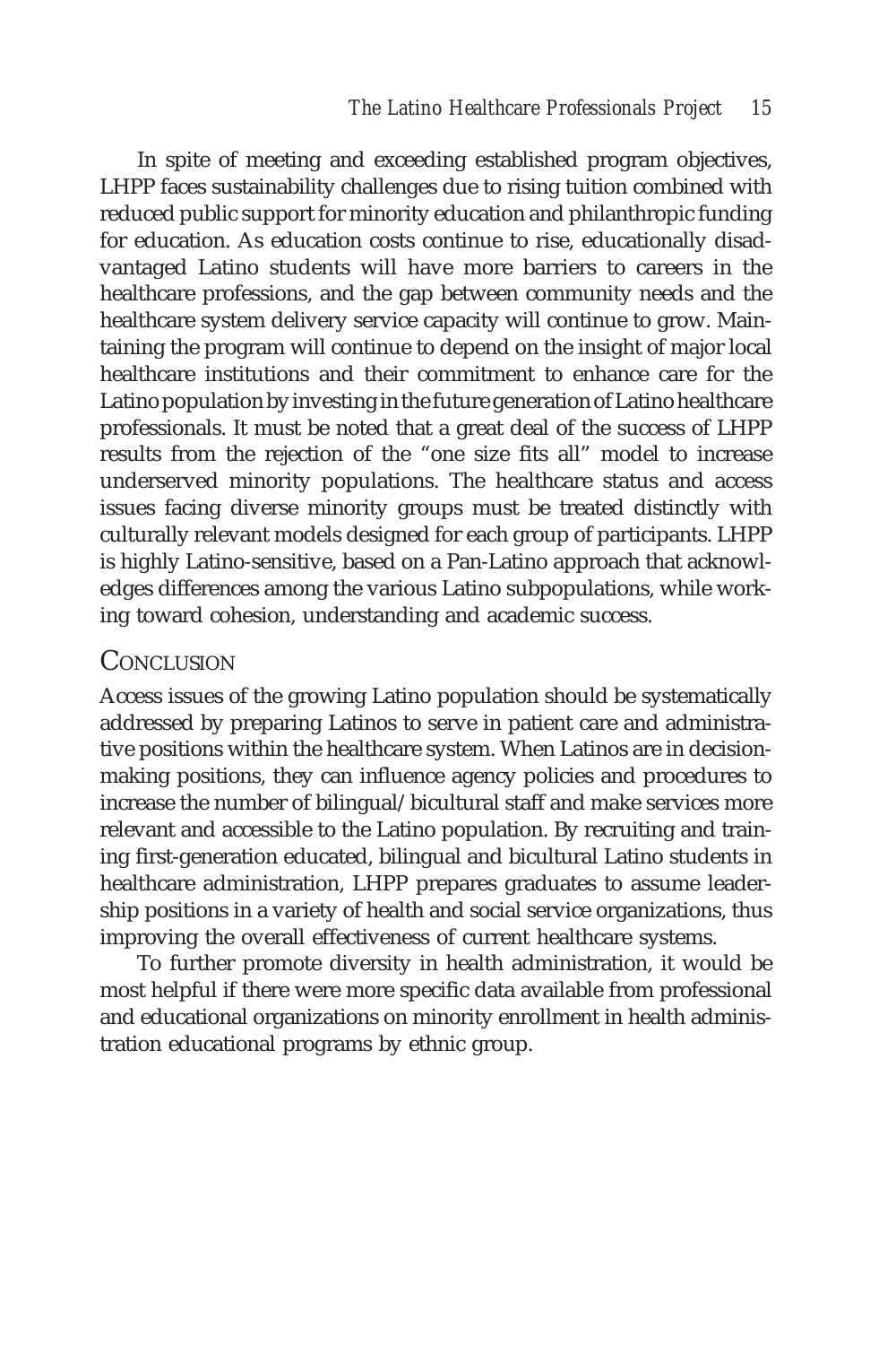In spite of meeting and exceeding established program objectives, LHPP faces sustainability challenges due to rising tuition combined with reduced public support for minority education and philanthropic funding for education. As education costs continue to rise, educationally disadvantaged Latino students will have more barriers to careers in the healthcare professions, and the gap between community needs and the healthcare system delivery service capacity will continue to grow. Maintaining the program will continue to depend on the insight of major local healthcare institutions and their commitment to enhance care for the Latino population by investing in the future generation of Latino healthcare professionals. It must be noted that a great deal of the success of LHPP results from the rejection of the "one size fits all" model to increase underserved minority populations. The healthcare status and access issues facing diverse minority groups must be treated distinctly with culturally relevant models designed for each group of participants. LHPP is highly Latino-sensitive, based on a Pan-Latino approach that acknowledges differences among the various Latino subpopulations, while working toward cohesion, understanding and academic success.

## Conclusion

Access issues of the growing Latino population should be systematically addressed by preparing Latinos to serve in patient care and administrative positions within the healthcare system. When Latinos are in decision-making positions, they can influence agency policies and procedures to increase the number of bilingual/bicultural staff and make services more relevant and accessible to the Latino population. By recruiting and training first-generation educated, bilingual and bicultural Latino students in healthcare administration, LHPP prepares graduates to assume leadership positions in a variety of health and social service organizations, thus improving the overall effectiveness of current healthcare systems.

To further promote diversity in health administration, it would be most helpful if there were more specific data available from professional and educational organizations on minority enrollment in health administration educational programs by ethnic group.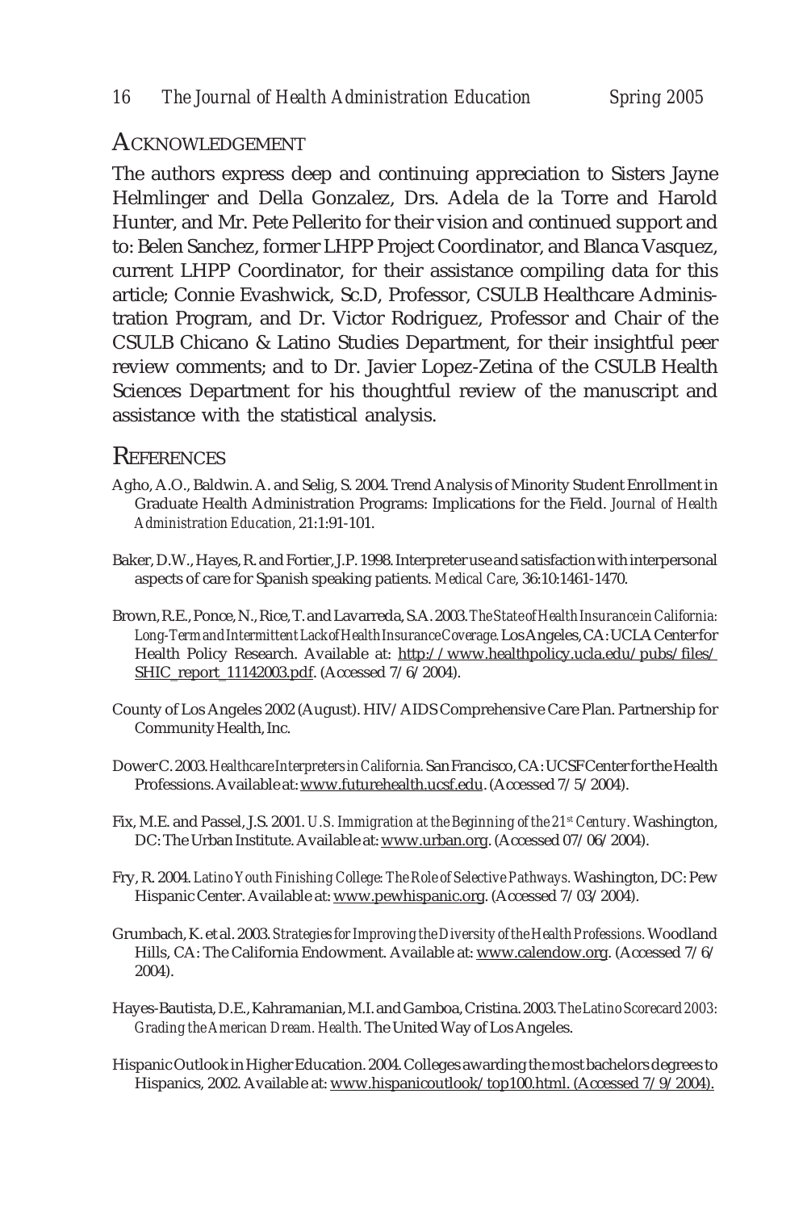## Acknowledgement

The authors express deep and continuing appreciation to Sisters Jayne Helmlinger and Della Gonzalez, Drs. Adela de la Torre and Harold Hunter, and Mr. Pete Pellerito for their vision and continued support and to: Belen Sanchez, former LHPP Project Coordinator, and Blanca Vasquez, current LHPP Coordinator, for their assistance compiling data for this article; Connie Evashwick, Sc.D, Professor, CSULB Healthcare Administration Program, and Dr. Victor Rodriguez, Professor and Chair of the CSULB Chicano & Latino Studies Department, for their insightful peer review comments; and to Dr. Javier Lopez-Zetina of the CSULB Health Sciences Department for his thoughtful review of the manuscript and assistance with the statistical analysis.

## References

Agho, A.O., Baldwin. A. and Selig, S. 2004. Trend Analysis of Minority Student Enrollment in Graduate Health Administration Programs: Implications for the Field. *Journal of Health Administration Education,* 21:1:91-101.

Baker, D.W., Hayes, R. and Fortier, J.P. 1998. Interpreter use and satisfaction with interpersonal aspects of care for Spanish speaking patients. *Medical Care*, 36:10:1461-1470.

Brown, R.E., Ponce, N., Rice, T. and Lavarreda, S.A. 2003. *The State of Health Insurance in California: Long-Term and Intermittent Lack of Health Insurance Coverage.* Los Angeles, CA: UCLA Center for Health Policy Research. Available at: http://www.healthpolicy.ucla.edu/pubs/files/SHIC_report_11142003.pdf. (Accessed 7/6/2004).

County of Los Angeles 2002 (August). HIV/AIDS Comprehensive Care Plan. Partnership for Community Health, Inc.

Dower C. 2003. *Healthcare Interpreters in California.* San Francisco, CA: UCSF Center for the Health Professions. Available at: www.futurehealth.ucsf.edu. (Accessed 7/5/2004).

Fix, M.E. and Passel, J.S. 2001. *U.S. Immigration at the Beginning of the 21st Century.* Washington, DC: The Urban Institute. Available at: www.urban.org. (Accessed 07/06/2004).

Fry, R. 2004. *Latino Youth Finishing College: The Role of Selective Pathways.* Washington, DC: Pew Hispanic Center. Available at: www.pewhispanic.org. (Accessed 7/03/2004).

Grumbach, K. et al. 2003. *Strategies for Improving the Diversity of the Health Professions.* Woodland Hills, CA: The California Endowment. Available at: www.calendow.org. (Accessed 7/6/2004).

Hayes-Bautista, D.E., Kahramanian, M.I. and Gamboa, Cristina. 2003. *The Latino Scorecard 2003: Grading the American Dream. Health.* The United Way of Los Angeles.

Hispanic Outlook in Higher Education. 2004. Colleges awarding the most bachelors degrees to Hispanics, 2002. Available at: www.hispanicoutlook/top100.html. (Accessed 7/9/2004).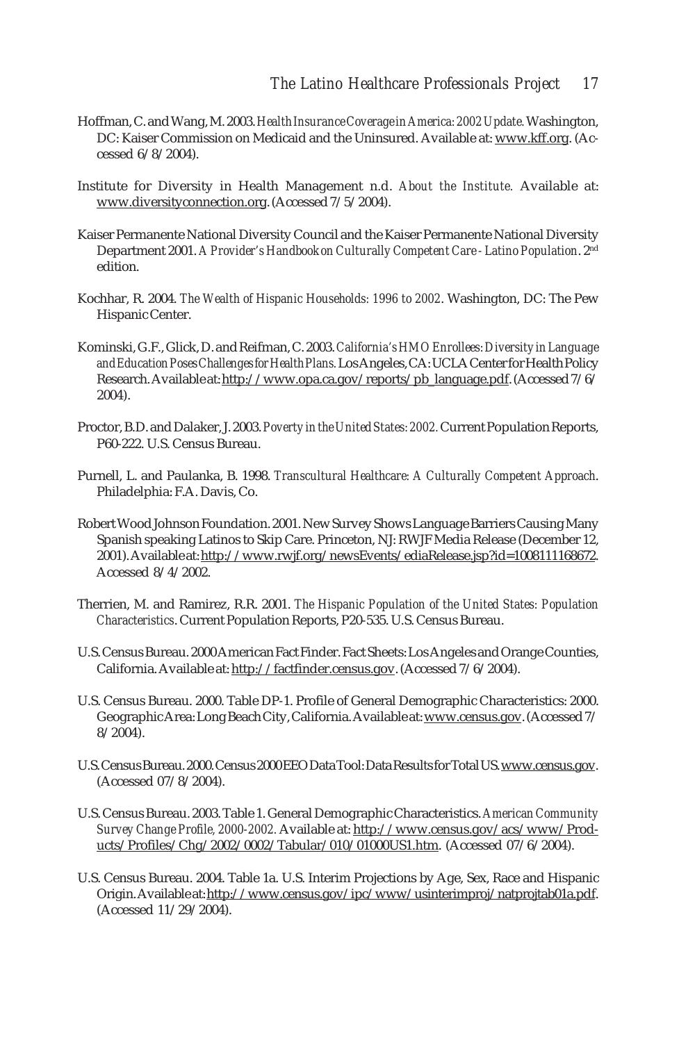Hoffman, C. and Wang, M. 2003. *Health Insurance Coverage in America: 2002 Update.* Washington, DC: Kaiser Commission on Medicaid and the Uninsured. Available at: www.kff.org. (Accessed 6/8/2004).

Institute for Diversity in Health Management n.d. *About the Institute.* Available at: www.diversityconnection.org. (Accessed 7/5/2004).

Kaiser Permanente National Diversity Council and the Kaiser Permanente National Diversity Department 2001. *A Provider's Handbook on Culturally Competent Care - Latino Population.* 2nd edition.

Kochhar, R. 2004. *The Wealth of Hispanic Households: 1996 to 2002.* Washington, DC: The Pew Hispanic Center.

Kominski, G.F., Glick, D. and Reifman, C. 2003. *California's HMO Enrollees: Diversity in Language and Education Poses Challenges for Health Plans.* Los Angeles, CA: UCLA Center for Health Policy Research. Available at: http://www.opa.ca.gov/reports/pb_language.pdf. (Accessed 7/6/2004).

Proctor, B.D. and Dalaker, J. 2003. *Poverty in the United States: 2002.* Current Population Reports, P60-222. U.S. Census Bureau.

Purnell, L. and Paulanka, B. 1998. *Transcultural Healthcare: A Culturally Competent Approach.* Philadelphia: F.A. Davis, Co.

Robert Wood Johnson Foundation. 2001. New Survey Shows Language Barriers Causing Many Spanish speaking Latinos to Skip Care. Princeton, NJ: RWJF Media Release (December 12, 2001). Available at: http://www.rwjf.org/newsEvents/ediaRelease.jsp?id=1008111168672. Accessed 8/4/2002.

Therrien, M. and Ramirez, R.R. 2001. *The Hispanic Population of the United States: Population Characteristics.* Current Population Reports, P20-535. U.S. Census Bureau.

U.S. Census Bureau. 2000 American Fact Finder. Fact Sheets: Los Angeles and Orange Counties, California. Available at: http://factfinder.census.gov. (Accessed 7/6/2004).

U.S. Census Bureau. 2000. Table DP-1. Profile of General Demographic Characteristics: 2000. Geographic Area: Long Beach City, California. Available at: www.census.gov. (Accessed 7/8/2004).

U.S. Census Bureau. 2000. Census 2000 EEO Data Tool: Data Results for Total US. www.census.gov. (Accessed 07/8/2004).

U.S. Census Bureau. 2003. Table 1. General Demographic Characteristics. *American Community Survey Change Profile, 2000-2002.* Available at: http://www.census.gov/acs/www/Products/Profiles/Chg/2002/0002/Tabular/010/01000US1.htm. (Accessed 07/6/2004).

U.S. Census Bureau. 2004. Table 1a. U.S. Interim Projections by Age, Sex, Race and Hispanic Origin. Available at: http://www.census.gov/ipc/www/usinterimproj/natprojtab01a.pdf. (Accessed 11/29/2004).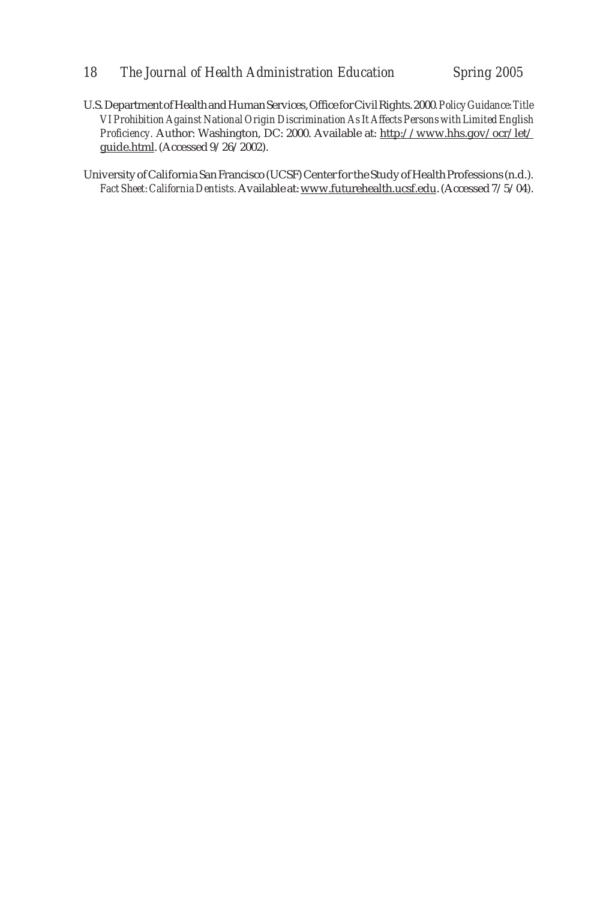U.S. Department of Health and Human Services, Office for Civil Rights. 2000. *Policy Guidance: Title VI Prohibition Against National Origin Discrimination As It Affects Persons with Limited English Proficiency.* Author: Washington, DC: 2000. Available at: http://www.hhs.gov/ocr/let/guide.html. (Accessed 9/26/2002).

University of California San Francisco (UCSF) Center for the Study of Health Professions (n.d.). *Fact Sheet: California Dentists.* Available at: www.futurehealth.ucsf.edu. (Accessed 7/5/04).